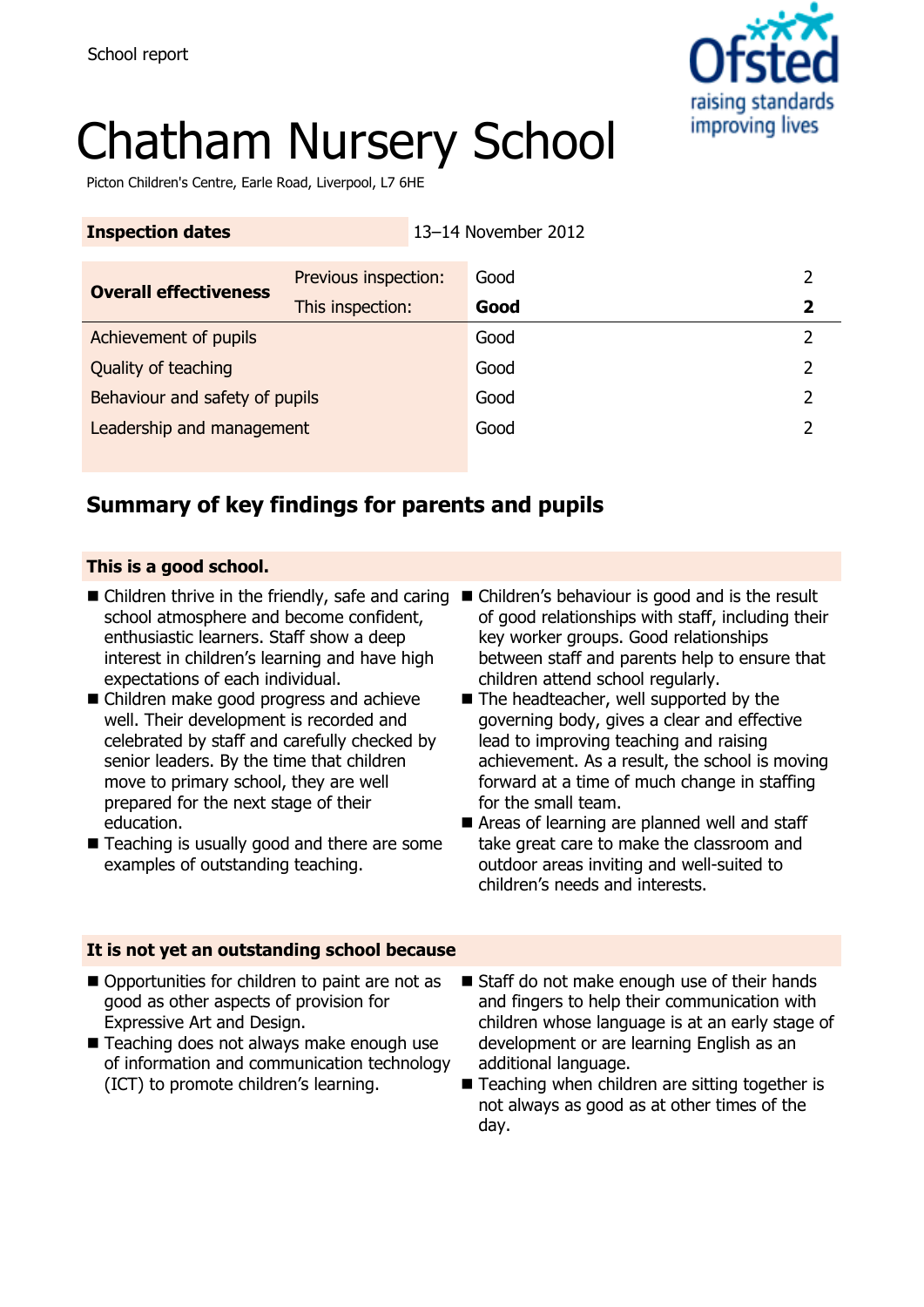School report

# Chatham Nursery School

Picton Children's Centre, Earle Road, Liverpool, L7 6HE

| **Inspection dates** | | 13–14 November 2012 | |
|---|---|---|---|
| **Overall effectiveness** | Previous inspection: | Good | 2 |
| | This inspection: | **Good** | **2** |
| Achievement of pupils | | Good | 2 |
| Quality of teaching | | Good | 2 |
| Behaviour and safety of pupils | | Good | 2 |
| Leadership and management | | Good | 2 |

## Summary of key findings for parents and pupils

### This is a good school.

- Children thrive in the friendly, safe and caring school atmosphere and become confident, enthusiastic learners. Staff show a deep interest in children's learning and have high expectations of each individual.
- Children make good progress and achieve well. Their development is recorded and celebrated by staff and carefully checked by senior leaders. By the time that children move to primary school, they are well prepared for the next stage of their education.
- Teaching is usually good and there are some examples of outstanding teaching.
- Children's behaviour is good and is the result of good relationships with staff, including their key worker groups. Good relationships between staff and parents help to ensure that children attend school regularly.
- The headteacher, well supported by the governing body, gives a clear and effective lead to improving teaching and raising achievement. As a result, the school is moving forward at a time of much change in staffing for the small team.
- Areas of learning are planned well and staff take great care to make the classroom and outdoor areas inviting and well-suited to children's needs and interests.

### It is not yet an outstanding school because

- Opportunities for children to paint are not as good as other aspects of provision for Expressive Art and Design.
- Teaching does not always make enough use of information and communication technology (ICT) to promote children's learning.
- Staff do not make enough use of their hands and fingers to help their communication with children whose language is at an early stage of development or are learning English as an additional language.
- Teaching when children are sitting together is not always as good as at other times of the day.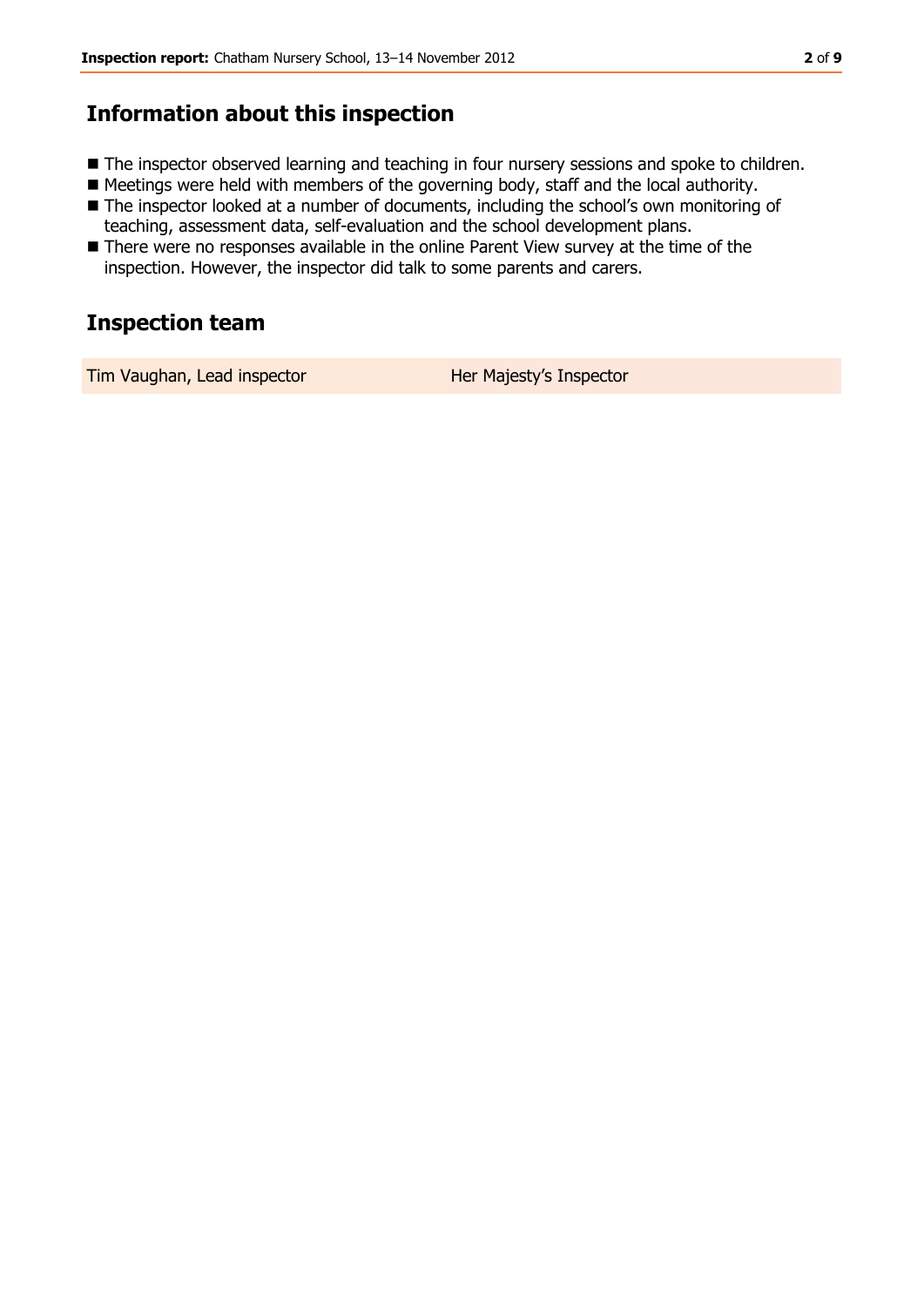## Information about this inspection

- The inspector observed learning and teaching in four nursery sessions and spoke to children.
- Meetings were held with members of the governing body, staff and the local authority.
- The inspector looked at a number of documents, including the school's own monitoring of teaching, assessment data, self-evaluation and the school development plans.
- There were no responses available in the online Parent View survey at the time of the inspection. However, the inspector did talk to some parents and carers.

## Inspection team

| Tim Vaughan, Lead inspector | Her Majesty's Inspector |
|---|---|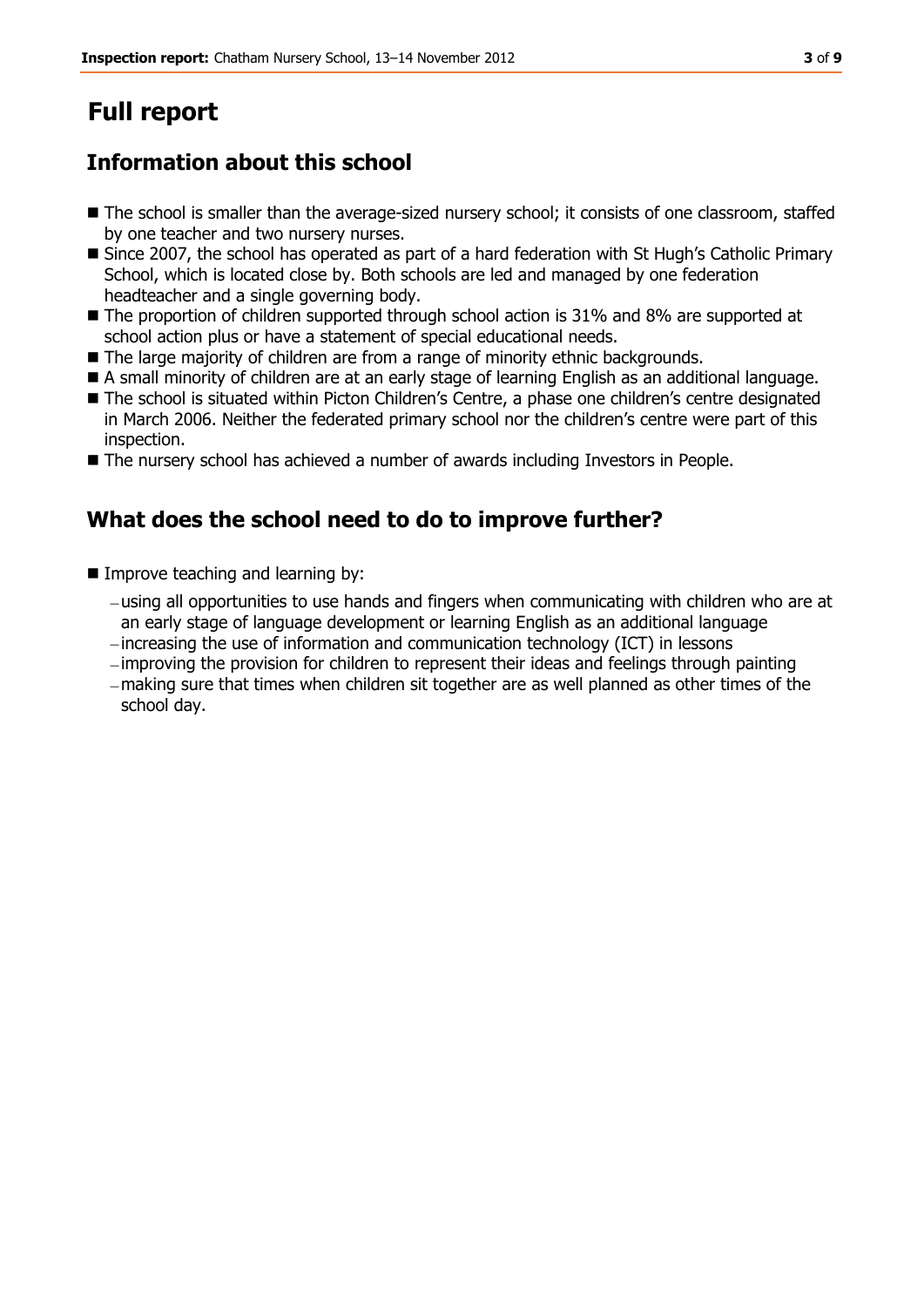# Full report

## Information about this school

- The school is smaller than the average-sized nursery school; it consists of one classroom, staffed by one teacher and two nursery nurses.
- Since 2007, the school has operated as part of a hard federation with St Hugh's Catholic Primary School, which is located close by. Both schools are led and managed by one federation headteacher and a single governing body.
- The proportion of children supported through school action is 31% and 8% are supported at school action plus or have a statement of special educational needs.
- The large majority of children are from a range of minority ethnic backgrounds.
- A small minority of children are at an early stage of learning English as an additional language.
- The school is situated within Picton Children's Centre, a phase one children's centre designated in March 2006. Neither the federated primary school nor the children's centre were part of this inspection.
- The nursery school has achieved a number of awards including Investors in People.

## What does the school need to do to improve further?

- Improve teaching and learning by:
  - using all opportunities to use hands and fingers when communicating with children who are at an early stage of language development or learning English as an additional language
  - increasing the use of information and communication technology (ICT) in lessons
  - improving the provision for children to represent their ideas and feelings through painting
  - making sure that times when children sit together are as well planned as other times of the school day.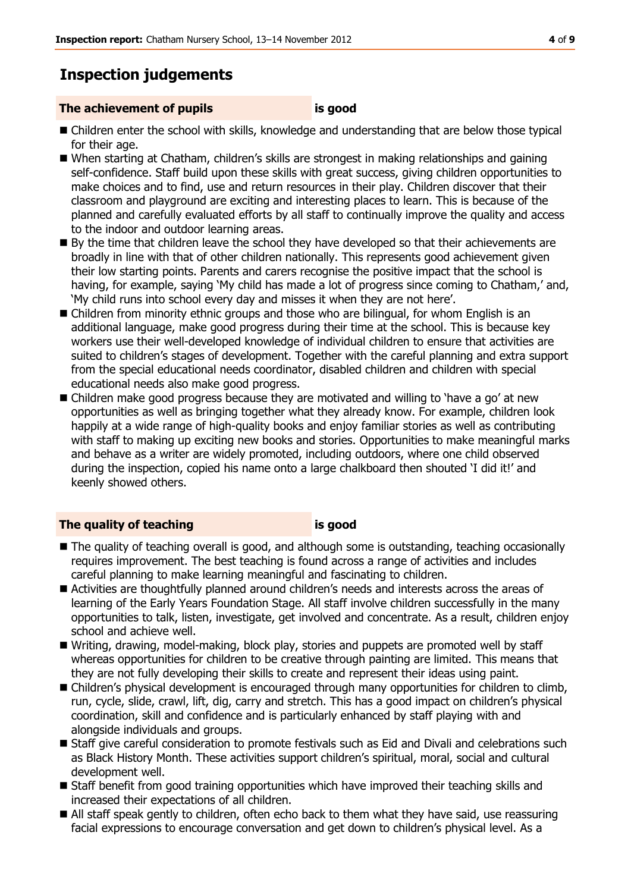# Inspection judgements

**The achievement of pupils** **is good**

- Children enter the school with skills, knowledge and understanding that are below those typical for their age.
- When starting at Chatham, children's skills are strongest in making relationships and gaining self-confidence. Staff build upon these skills with great success, giving children opportunities to make choices and to find, use and return resources in their play. Children discover that their classroom and playground are exciting and interesting places to learn. This is because of the planned and carefully evaluated efforts by all staff to continually improve the quality and access to the indoor and outdoor learning areas.
- By the time that children leave the school they have developed so that their achievements are broadly in line with that of other children nationally. This represents good achievement given their low starting points. Parents and carers recognise the positive impact that the school is having, for example, saying 'My child has made a lot of progress since coming to Chatham,' and, 'My child runs into school every day and misses it when they are not here'.
- Children from minority ethnic groups and those who are bilingual, for whom English is an additional language, make good progress during their time at the school. This is because key workers use their well-developed knowledge of individual children to ensure that activities are suited to children's stages of development. Together with the careful planning and extra support from the special educational needs coordinator, disabled children and children with special educational needs also make good progress.
- Children make good progress because they are motivated and willing to 'have a go' at new opportunities as well as bringing together what they already know. For example, children look happily at a wide range of high-quality books and enjoy familiar stories as well as contributing with staff to making up exciting new books and stories. Opportunities to make meaningful marks and behave as a writer are widely promoted, including outdoors, where one child observed during the inspection, copied his name onto a large chalkboard then shouted 'I did it!' and keenly showed others.

**The quality of teaching** **is good**

- The quality of teaching overall is good, and although some is outstanding, teaching occasionally requires improvement. The best teaching is found across a range of activities and includes careful planning to make learning meaningful and fascinating to children.
- Activities are thoughtfully planned around children's needs and interests across the areas of learning of the Early Years Foundation Stage. All staff involve children successfully in the many opportunities to talk, listen, investigate, get involved and concentrate. As a result, children enjoy school and achieve well.
- Writing, drawing, model-making, block play, stories and puppets are promoted well by staff whereas opportunities for children to be creative through painting are limited. This means that they are not fully developing their skills to create and represent their ideas using paint.
- Children's physical development is encouraged through many opportunities for children to climb, run, cycle, slide, crawl, lift, dig, carry and stretch. This has a good impact on children's physical coordination, skill and confidence and is particularly enhanced by staff playing with and alongside individuals and groups.
- Staff give careful consideration to promote festivals such as Eid and Divali and celebrations such as Black History Month. These activities support children's spiritual, moral, social and cultural development well.
- Staff benefit from good training opportunities which have improved their teaching skills and increased their expectations of all children.
- All staff speak gently to children, often echo back to them what they have said, use reassuring facial expressions to encourage conversation and get down to children's physical level. As a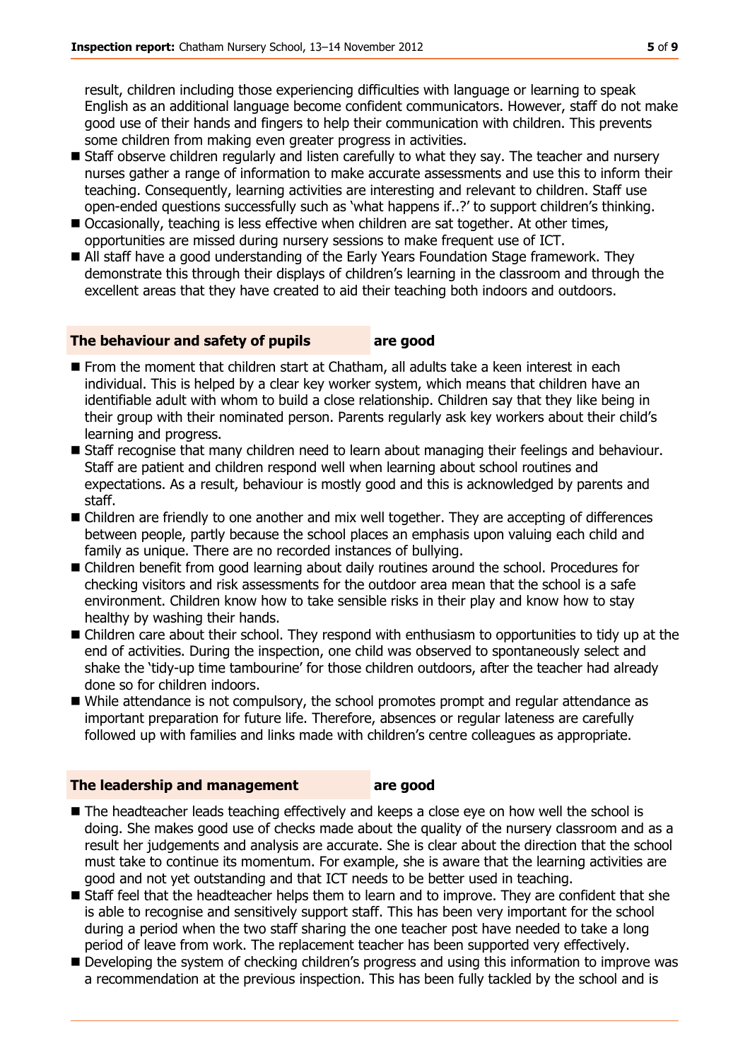result, children including those experiencing difficulties with language or learning to speak English as an additional language become confident communicators. However, staff do not make good use of their hands and fingers to help their communication with children. This prevents some children from making even greater progress in activities.

- Staff observe children regularly and listen carefully to what they say. The teacher and nursery nurses gather a range of information to make accurate assessments and use this to inform their teaching. Consequently, learning activities are interesting and relevant to children. Staff use open-ended questions successfully such as 'what happens if..?' to support children's thinking.
- Occasionally, teaching is less effective when children are sat together. At other times, opportunities are missed during nursery sessions to make frequent use of ICT.
- All staff have a good understanding of the Early Years Foundation Stage framework. They demonstrate this through their displays of children's learning in the classroom and through the excellent areas that they have created to aid their teaching both indoors and outdoors.

## The behaviour and safety of pupils are good

- From the moment that children start at Chatham, all adults take a keen interest in each individual. This is helped by a clear key worker system, which means that children have an identifiable adult with whom to build a close relationship. Children say that they like being in their group with their nominated person. Parents regularly ask key workers about their child's learning and progress.
- Staff recognise that many children need to learn about managing their feelings and behaviour. Staff are patient and children respond well when learning about school routines and expectations. As a result, behaviour is mostly good and this is acknowledged by parents and staff.
- Children are friendly to one another and mix well together. They are accepting of differences between people, partly because the school places an emphasis upon valuing each child and family as unique. There are no recorded instances of bullying.
- Children benefit from good learning about daily routines around the school. Procedures for checking visitors and risk assessments for the outdoor area mean that the school is a safe environment. Children know how to take sensible risks in their play and know how to stay healthy by washing their hands.
- Children care about their school. They respond with enthusiasm to opportunities to tidy up at the end of activities. During the inspection, one child was observed to spontaneously select and shake the 'tidy-up time tambourine' for those children outdoors, after the teacher had already done so for children indoors.
- While attendance is not compulsory, the school promotes prompt and regular attendance as important preparation for future life. Therefore, absences or regular lateness are carefully followed up with families and links made with children's centre colleagues as appropriate.

## The leadership and management are good

- The headteacher leads teaching effectively and keeps a close eye on how well the school is doing. She makes good use of checks made about the quality of the nursery classroom and as a result her judgements and analysis are accurate. She is clear about the direction that the school must take to continue its momentum. For example, she is aware that the learning activities are good and not yet outstanding and that ICT needs to be better used in teaching.
- Staff feel that the headteacher helps them to learn and to improve. They are confident that she is able to recognise and sensitively support staff. This has been very important for the school during a period when the two staff sharing the one teacher post have needed to take a long period of leave from work. The replacement teacher has been supported very effectively.
- Developing the system of checking children's progress and using this information to improve was a recommendation at the previous inspection. This has been fully tackled by the school and is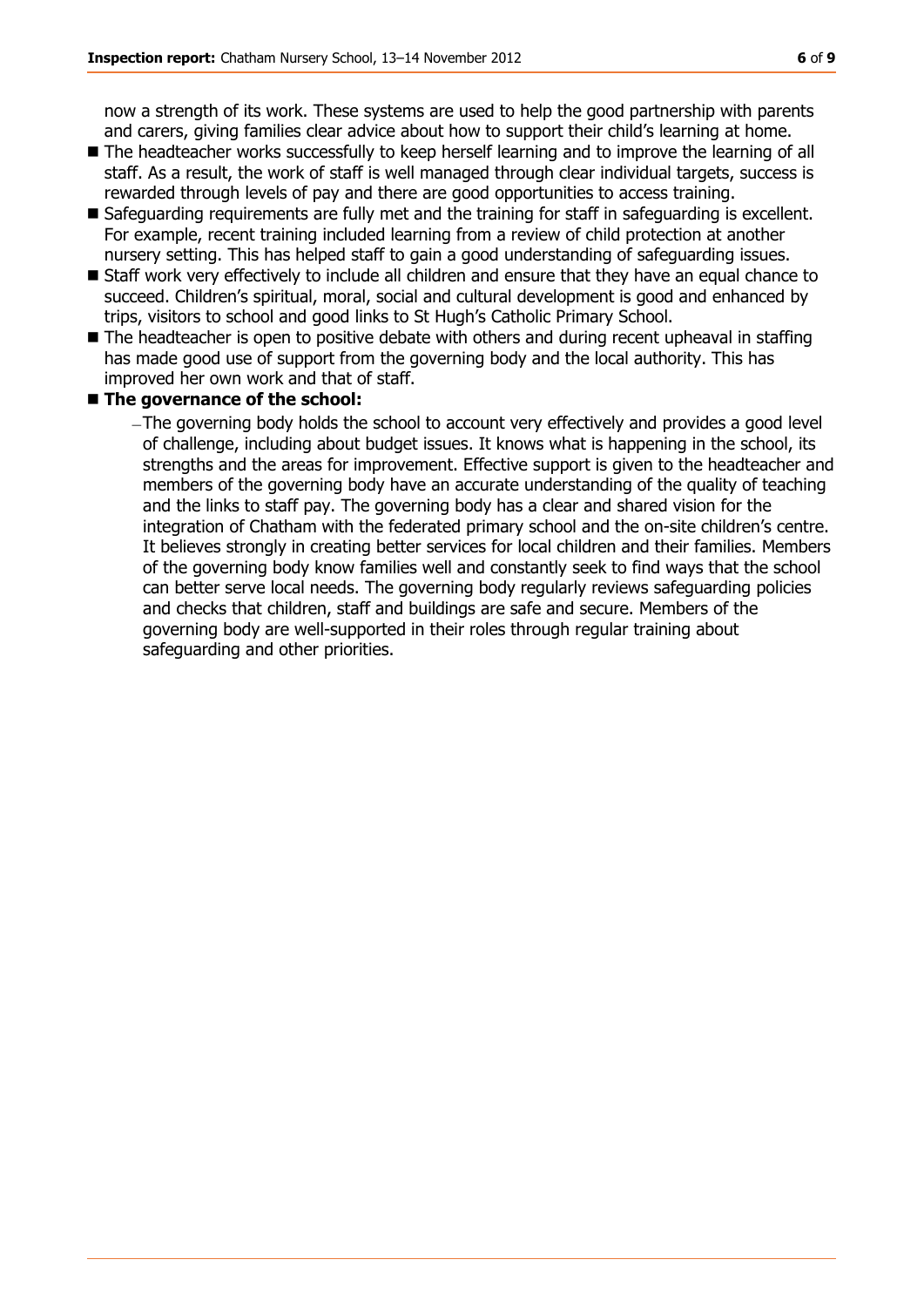now a strength of its work. These systems are used to help the good partnership with parents and carers, giving families clear advice about how to support their child's learning at home.

- The headteacher works successfully to keep herself learning and to improve the learning of all staff. As a result, the work of staff is well managed through clear individual targets, success is rewarded through levels of pay and there are good opportunities to access training.
- Safeguarding requirements are fully met and the training for staff in safeguarding is excellent. For example, recent training included learning from a review of child protection at another nursery setting. This has helped staff to gain a good understanding of safeguarding issues.
- Staff work very effectively to include all children and ensure that they have an equal chance to succeed. Children's spiritual, moral, social and cultural development is good and enhanced by trips, visitors to school and good links to St Hugh's Catholic Primary School.
- The headteacher is open to positive debate with others and during recent upheaval in staffing has made good use of support from the governing body and the local authority. This has improved her own work and that of staff.
- **The governance of the school:**
  - The governing body holds the school to account very effectively and provides a good level of challenge, including about budget issues. It knows what is happening in the school, its strengths and the areas for improvement. Effective support is given to the headteacher and members of the governing body have an accurate understanding of the quality of teaching and the links to staff pay. The governing body has a clear and shared vision for the integration of Chatham with the federated primary school and the on-site children's centre. It believes strongly in creating better services for local children and their families. Members of the governing body know families well and constantly seek to find ways that the school can better serve local needs. The governing body regularly reviews safeguarding policies and checks that children, staff and buildings are safe and secure. Members of the governing body are well-supported in their roles through regular training about safeguarding and other priorities.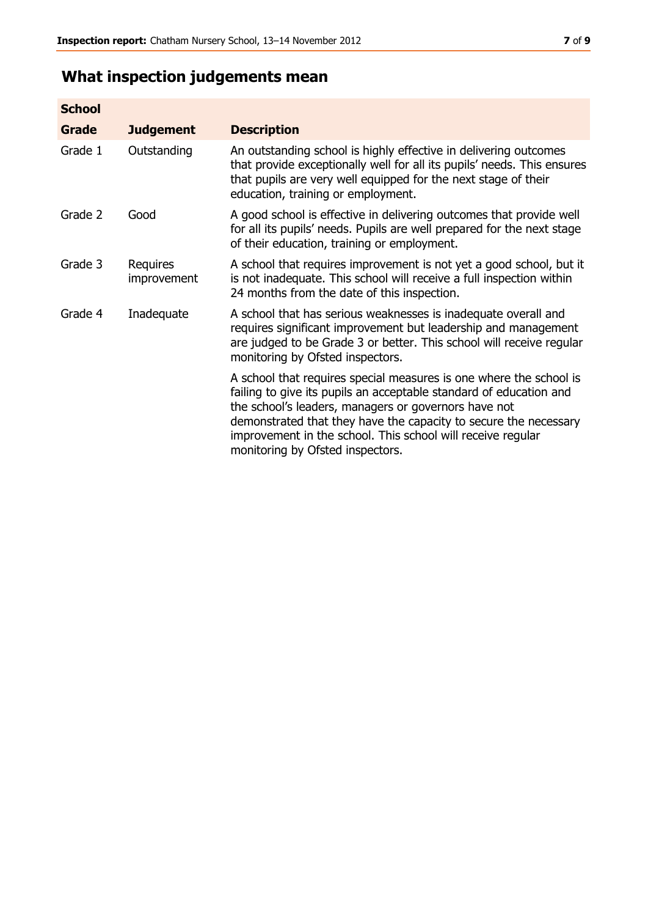## What inspection judgements mean

| School Grade | Judgement | Description |
|---|---|---|
| Grade 1 | Outstanding | An outstanding school is highly effective in delivering outcomes that provide exceptionally well for all its pupils' needs. This ensures that pupils are very well equipped for the next stage of their education, training or employment. |
| Grade 2 | Good | A good school is effective in delivering outcomes that provide well for all its pupils' needs. Pupils are well prepared for the next stage of their education, training or employment. |
| Grade 3 | Requires improvement | A school that requires improvement is not yet a good school, but it is not inadequate. This school will receive a full inspection within 24 months from the date of this inspection. |
| Grade 4 | Inadequate | A school that has serious weaknesses is inadequate overall and requires significant improvement but leadership and management are judged to be Grade 3 or better. This school will receive regular monitoring by Ofsted inspectors. |
| | | A school that requires special measures is one where the school is failing to give its pupils an acceptable standard of education and the school's leaders, managers or governors have not demonstrated that they have the capacity to secure the necessary improvement in the school. This school will receive regular monitoring by Ofsted inspectors. |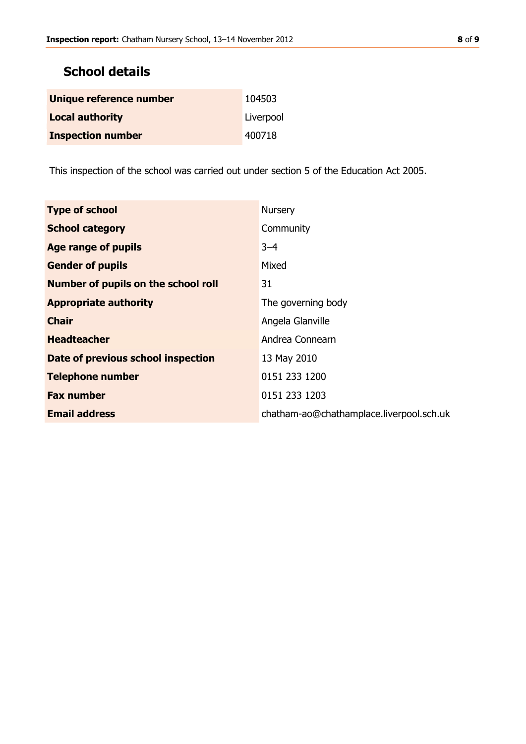## School details

| | |
|---|---|
| **Unique reference number** | 104503 |
| **Local authority** | Liverpool |
| **Inspection number** | 400718 |

This inspection of the school was carried out under section 5 of the Education Act 2005.

| | |
|---|---|
| **Type of school** | Nursery |
| **School category** | Community |
| **Age range of pupils** | 3–4 |
| **Gender of pupils** | Mixed |
| **Number of pupils on the school roll** | 31 |
| **Appropriate authority** | The governing body |
| **Chair** | Angela Glanville |
| **Headteacher** | Andrea Connearn |
| **Date of previous school inspection** | 13 May 2010 |
| **Telephone number** | 0151 233 1200 |
| **Fax number** | 0151 233 1203 |
| **Email address** | chatham-ao@chathamplace.liverpool.sch.uk |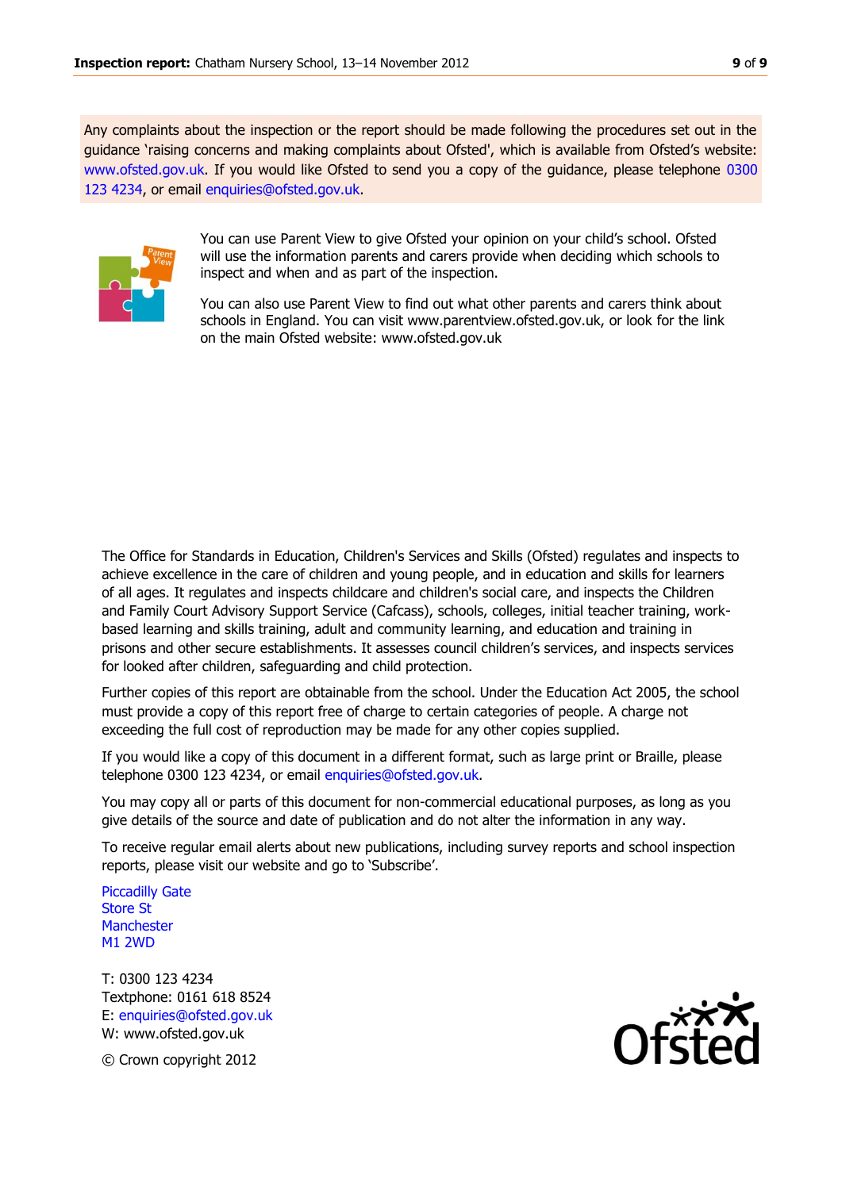Any complaints about the inspection or the report should be made following the procedures set out in the guidance 'raising concerns and making complaints about Ofsted', which is available from Ofsted's website: www.ofsted.gov.uk. If you would like Ofsted to send you a copy of the guidance, please telephone 0300 123 4234, or email enquiries@ofsted.gov.uk.

You can use Parent View to give Ofsted your opinion on your child's school. Ofsted will use the information parents and carers provide when deciding which schools to inspect and when and as part of the inspection.

You can also use Parent View to find out what other parents and carers think about schools in England. You can visit www.parentview.ofsted.gov.uk, or look for the link on the main Ofsted website: www.ofsted.gov.uk

The Office for Standards in Education, Children's Services and Skills (Ofsted) regulates and inspects to achieve excellence in the care of children and young people, and in education and skills for learners of all ages. It regulates and inspects childcare and children's social care, and inspects the Children and Family Court Advisory Support Service (Cafcass), schools, colleges, initial teacher training, work-based learning and skills training, adult and community learning, and education and training in prisons and other secure establishments. It assesses council children's services, and inspects services for looked after children, safeguarding and child protection.

Further copies of this report are obtainable from the school. Under the Education Act 2005, the school must provide a copy of this report free of charge to certain categories of people. A charge not exceeding the full cost of reproduction may be made for any other copies supplied.

If you would like a copy of this document in a different format, such as large print or Braille, please telephone 0300 123 4234, or email enquiries@ofsted.gov.uk.

You may copy all or parts of this document for non-commercial educational purposes, as long as you give details of the source and date of publication and do not alter the information in any way.

To receive regular email alerts about new publications, including survey reports and school inspection reports, please visit our website and go to 'Subscribe'.

Piccadilly Gate
Store St
Manchester
M1 2WD

T: 0300 123 4234
Textphone: 0161 618 8524
E: enquiries@ofsted.gov.uk
W: www.ofsted.gov.uk

© Crown copyright 2012